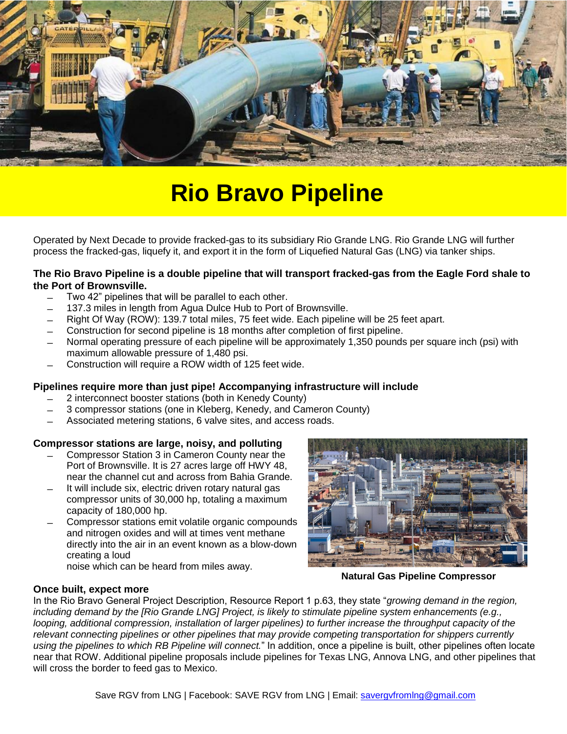# Rio Bravo Pipeline

Operated by Next Decade to provide fracked-gas to its subsidiary Rio Grande LNG. Rio Grande LNG will further process the fracked-gas, liquefy it, and export it in the form of Liquefied Natural Gas (LNG) via tanker ships.

**The Rio Bravo Pipeline is a double pipeline that will transport fracked-gas from the Eagle Ford shale to the Port of Brownsville.**

- Two 42" pipelines that will be parallel to each other.
- 137.3 miles in length from Agua Dulce Hub to Port of Brownsville.
- Right Of Way (ROW): 139.7 total miles, 75 feet wide. Each pipeline will be 25 feet apart.
- Construction for second pipeline is 18 months after completion of first pipeline.
- Normal operating pressure of each pipeline will be approximately 1,350 pounds per square inch (psi) with maximum allowable pressure of 1,480 psi.
- Construction will require a ROW width of 125 feet wide.

**Pipelines require more than just pipe! Accompanying infrastructure will include**

- 2 interconnect booster stations (both in Kenedy County)
- 3 compressor stations (one in Kleberg, Kenedy, and Cameron County)
- Associated metering stations, 6 valve sites, and access roads.

**Compressor stations are large, noisy, and polluting**

- Compressor Station 3 in Cameron County near the Port of Brownsville. It is 27 acres large off HWY 48, near the channel cut and across from Bahia Grande.
- It will include six, electric driven rotary natural gas compressor units of 30,000 hp, totaling a maximum capacity of 180,000 hp.
- Compressor stations emit volatile organic compounds and nitrogen oxides and will at times vent methane directly into the air in an event known as a blow-down creating a loud noise which can be heard from miles away.

**Natural Gas Pipeline Compressor**

**Once built, expect more**

In the Rio Bravo General Project Description, Resource Report 1 p.63, they state "*growing demand in the region, including demand by the [Rio Grande LNG] Project, is likely to stimulate pipeline system enhancements (e.g., looping, additional compression, installation of larger pipelines) to further increase the throughput capacity of the relevant connecting pipelines or other pipelines that may provide competing transportation for shippers currently using the pipelines to which RB Pipeline will connect.*" In addition, once a pipeline is built, other pipelines often locate near that ROW. Additional pipeline proposals include pipelines for Texas LNG, Annova LNG, and other pipelines that will cross the border to feed gas to Mexico.

Save RGV from LNG | Facebook: SAVE RGV from LNG | Email: savergvfromlng@gmail.com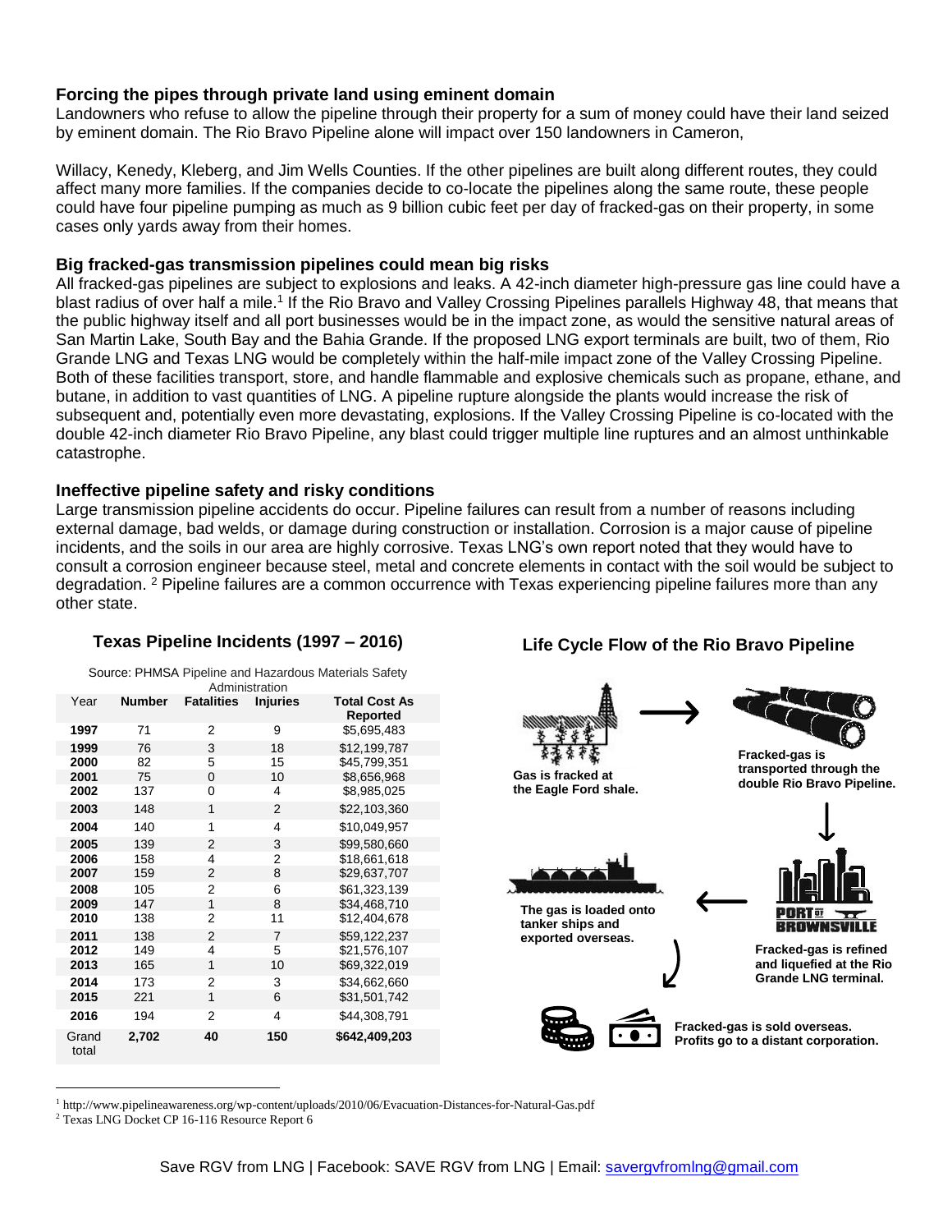### Forcing the pipes through private land using eminent domain

Landowners who refuse to allow the pipeline through their property for a sum of money could have their land seized by eminent domain. The Rio Bravo Pipeline alone will impact over 150 landowners in Cameron,

Willacy, Kenedy, Kleberg, and Jim Wells Counties. If the other pipelines are built along different routes, they could affect many more families. If the companies decide to co-locate the pipelines along the same route, these people could have four pipeline pumping as much as 9 billion cubic feet per day of fracked-gas on their property, in some cases only yards away from their homes.

### Big fracked-gas transmission pipelines could mean big risks

All fracked-gas pipelines are subject to explosions and leaks. A 42-inch diameter high-pressure gas line could have a blast radius of over half a mile.[1] If the Rio Bravo and Valley Crossing Pipelines parallels Highway 48, that means that the public highway itself and all port businesses would be in the impact zone, as would the sensitive natural areas of San Martin Lake, South Bay and the Bahia Grande. If the proposed LNG export terminals are built, two of them, Rio Grande LNG and Texas LNG would be completely within the half-mile impact zone of the Valley Crossing Pipeline. Both of these facilities transport, store, and handle flammable and explosive chemicals such as propane, ethane, and butane, in addition to vast quantities of LNG. A pipeline rupture alongside the plants would increase the risk of subsequent and, potentially even more devastating, explosions. If the Valley Crossing Pipeline is co-located with the double 42-inch diameter Rio Bravo Pipeline, any blast could trigger multiple line ruptures and an almost unthinkable catastrophe.

### Ineffective pipeline safety and risky conditions

Large transmission pipeline accidents do occur. Pipeline failures can result from a number of reasons including external damage, bad welds, or damage during construction or installation. Corrosion is a major cause of pipeline incidents, and the soils in our area are highly corrosive. Texas LNG's own report noted that they would have to consult a corrosion engineer because steel, metal and concrete elements in contact with the soil would be subject to degradation. [2] Pipeline failures are a common occurrence with Texas experiencing pipeline failures more than any other state.

#### Texas Pipeline Incidents (1997 – 2016)

Source: PHMSA Pipeline and Hazardous Materials Safety Administration

| Year | Number | Fatalities | Injuries | Total Cost As Reported |
|---|---|---|---|---|
| 1997 | 71 | 2 | 9 | $5,695,483 |
| 1999 | 76 | 3 | 18 | $12,199,787 |
| 2000 | 82 | 5 | 15 | $45,799,351 |
| 2001 | 75 | 0 | 10 | $8,656,968 |
| 2002 | 137 | 0 | 4 | $8,985,025 |
| 2003 | 148 | 1 | 2 | $22,103,360 |
| 2004 | 140 | 1 | 4 | $10,049,957 |
| 2005 | 139 | 2 | 3 | $99,580,660 |
| 2006 | 158 | 4 | 2 | $18,661,618 |
| 2007 | 159 | 2 | 8 | $29,637,707 |
| 2008 | 105 | 2 | 6 | $61,323,139 |
| 2009 | 147 | 1 | 8 | $34,468,710 |
| 2010 | 138 | 2 | 11 | $12,404,678 |
| 2011 | 138 | 2 | 7 | $59,122,237 |
| 2012 | 149 | 4 | 5 | $21,576,107 |
| 2013 | 165 | 1 | 10 | $69,322,019 |
| 2014 | 173 | 2 | 3 | $34,662,660 |
| 2015 | 221 | 1 | 6 | $31,501,742 |
| 2016 | 194 | 2 | 4 | $44,308,791 |
| Grand total | 2,702 | 40 | 150 | $642,409,203 |

#### Life Cycle Flow of the Rio Bravo Pipeline

**Gas is fracked at the Eagle Ford shale.**

**Fracked-gas is transported through the double Rio Bravo Pipeline.**

PORT OF BROWNSVILLE

**Fracked-gas is refined and liquefied at the Rio Grande LNG terminal.**

**The gas is loaded onto tanker ships and exported overseas.**

**Fracked-gas is sold overseas. Profits go to a distant corporation.**

[1] http://www.pipelineawareness.org/wp-content/uploads/2010/06/Evacuation-Distances-for-Natural-Gas.pdf

[2] Texas LNG Docket CP 16-116 Resource Report 6

Save RGV from LNG | Facebook: SAVE RGV from LNG | Email: savergvfromlng@gmail.com